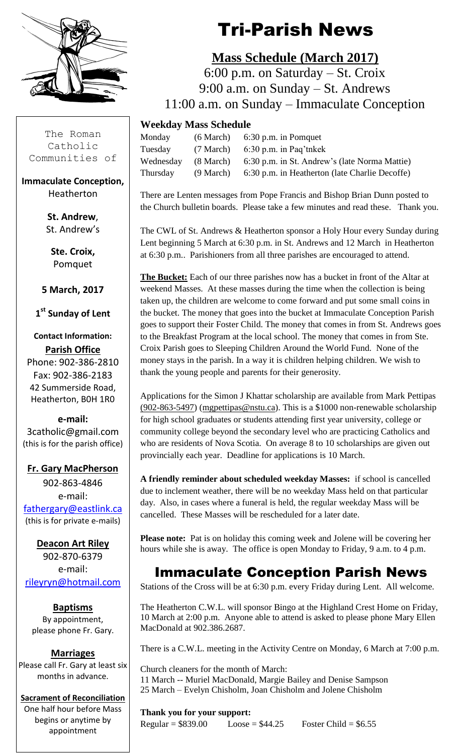The Roman Catholic Communities of

**Immaculate Conception,**
Heatherton

**St. Andrew**,
St. Andrew's

**Ste. Croix,**
Pomquet

**5 March, 2017**

**1st Sunday of Lent**

**Contact Information:**

**Parish Office**
Phone: 902-386-2810
Fax: 902-386-2183
42 Summerside Road,
Heatherton, B0H 1R0

**e-mail:**
3catholic@gmail.com
(this is for the parish office)

**Fr. Gary MacPherson**
902-863-4846
e-mail:
fathergary@eastlink.ca
(this is for private e-mails)

**Deacon Art Riley**
902-870-6379
e-mail:
rileyryn@hotmail.com

**Baptisms**
By appointment,
please phone Fr. Gary.

**Marriages**
Please call Fr. Gary at least six months in advance.

**Sacrament of Reconciliation**
One half hour before Mass begins or anytime by appointment

# Tri-Parish News

## Mass Schedule (March 2017)

6:00 p.m. on Saturday – St. Croix
9:00 a.m. on Sunday – St. Andrews
11:00 a.m. on Sunday – Immaculate Conception

### Weekday Mass Schedule

| | | |
|---|---|---|
| Monday | (6 March) | 6:30 p.m. in Pomquet |
| Tuesday | (7 March) | 6:30 p.m. in Paq'tnkek |
| Wednesday | (8 March) | 6:30 p.m. in St. Andrew's (late Norma Mattie) |
| Thursday | (9 March) | 6:30 p.m. in Heatherton (late Charlie Decoffe) |

There are Lenten messages from Pope Francis and Bishop Brian Dunn posted to the Church bulletin boards. Please take a few minutes and read these. Thank you.

The CWL of St. Andrews & Heatherton sponsor a Holy Hour every Sunday during Lent beginning 5 March at 6:30 p.m. in St. Andrews and 12 March in Heatherton at 6:30 p.m.. Parishioners from all three parishes are encouraged to attend.

**The Bucket:** Each of our three parishes now has a bucket in front of the Altar at weekend Masses. At these masses during the time when the collection is being taken up, the children are welcome to come forward and put some small coins in the bucket. The money that goes into the bucket at Immaculate Conception Parish goes to support their Foster Child. The money that comes in from St. Andrews goes to the Breakfast Program at the local school. The money that comes in from Ste. Croix Parish goes to Sleeping Children Around the World Fund. None of the money stays in the parish. In a way it is children helping children. We wish to thank the young people and parents for their generosity.

Applications for the Simon J Khattar scholarship are available from Mark Pettipas (902-863-5497) (mgpettipas@nstu.ca). This is a $1000 non-renewable scholarship for high school graduates or students attending first year university, college or community college beyond the secondary level who are practicing Catholics and who are residents of Nova Scotia. On average 8 to 10 scholarships are given out provincially each year. Deadline for applications is 10 March.

**A friendly reminder about scheduled weekday Masses:** if school is cancelled due to inclement weather, there will be no weekday Mass held on that particular day. Also, in cases where a funeral is held, the regular weekday Mass will be cancelled. These Masses will be rescheduled for a later date.

**Please note:** Pat is on holiday this coming week and Jolene will be covering her hours while she is away. The office is open Monday to Friday, 9 a.m. to 4 p.m.

# Immaculate Conception Parish News

Stations of the Cross will be at 6:30 p.m. every Friday during Lent. All welcome.

The Heatherton C.W.L. will sponsor Bingo at the Highland Crest Home on Friday, 10 March at 2:00 p.m. Anyone able to attend is asked to please phone Mary Ellen MacDonald at 902.386.2687.

There is a C.W.L. meeting in the Activity Centre on Monday, 6 March at 7:00 p.m.

Church cleaners for the month of March:
11 March -- Muriel MacDonald, Margie Bailey and Denise Sampson
25 March – Evelyn Chisholm, Joan Chisholm and Jolene Chisholm

**Thank you for your support:**
Regular = $839.00 Loose = $44.25 Foster Child = $6.55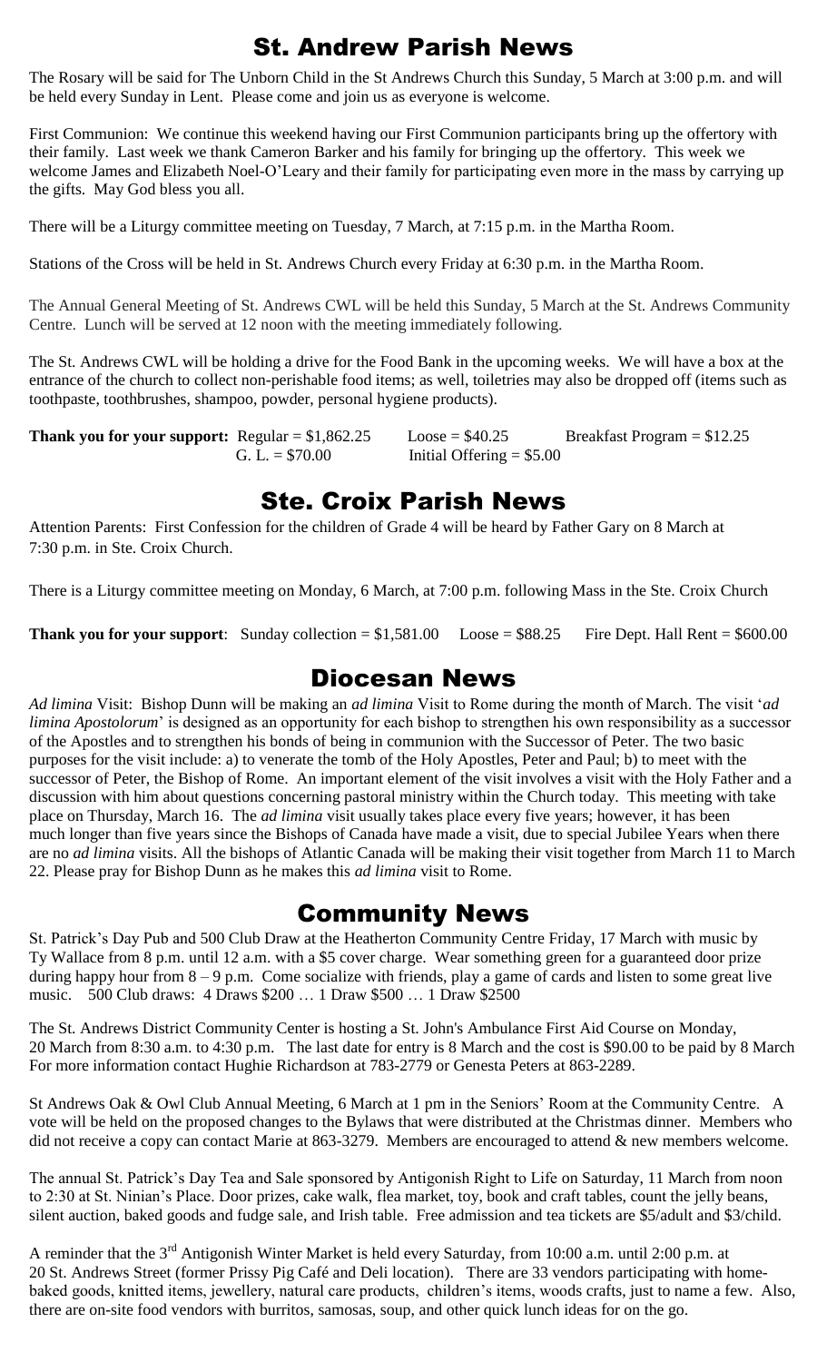# St. Andrew Parish News

The Rosary will be said for The Unborn Child in the St Andrews Church this Sunday, 5 March at 3:00 p.m. and will be held every Sunday in Lent. Please come and join us as everyone is welcome.

First Communion: We continue this weekend having our First Communion participants bring up the offertory with their family. Last week we thank Cameron Barker and his family for bringing up the offertory. This week we welcome James and Elizabeth Noel-O'Leary and their family for participating even more in the mass by carrying up the gifts. May God bless you all.

There will be a Liturgy committee meeting on Tuesday, 7 March, at 7:15 p.m. in the Martha Room.

Stations of the Cross will be held in St. Andrews Church every Friday at 6:30 p.m. in the Martha Room.

The Annual General Meeting of St. Andrews CWL will be held this Sunday, 5 March at the St. Andrews Community Centre. Lunch will be served at 12 noon with the meeting immediately following.

The St. Andrews CWL will be holding a drive for the Food Bank in the upcoming weeks. We will have a box at the entrance of the church to collect non-perishable food items; as well, toiletries may also be dropped off (items such as toothpaste, toothbrushes, shampoo, powder, personal hygiene products).

**Thank you for your support:** Regular = $1,862.25 Loose = $40.25 Breakfast Program = $12.25
G. L. = $70.00 Initial Offering = $5.00

# Ste. Croix Parish News

Attention Parents: First Confession for the children of Grade 4 will be heard by Father Gary on 8 March at 7:30 p.m. in Ste. Croix Church.

There is a Liturgy committee meeting on Monday, 6 March, at 7:00 p.m. following Mass in the Ste. Croix Church

**Thank you for your support**: Sunday collection = $1,581.00 Loose = $88.25 Fire Dept. Hall Rent = $600.00

# Diocesan News

*Ad limina* Visit: Bishop Dunn will be making an *ad limina* Visit to Rome during the month of March. The visit '*ad limina Apostolorum*' is designed as an opportunity for each bishop to strengthen his own responsibility as a successor of the Apostles and to strengthen his bonds of being in communion with the Successor of Peter. The two basic purposes for the visit include: a) to venerate the tomb of the Holy Apostles, Peter and Paul; b) to meet with the successor of Peter, the Bishop of Rome. An important element of the visit involves a visit with the Holy Father and a discussion with him about questions concerning pastoral ministry within the Church today. This meeting with take place on Thursday, March 16. The *ad limina* visit usually takes place every five years; however, it has been much longer than five years since the Bishops of Canada have made a visit, due to special Jubilee Years when there are no *ad limina* visits. All the bishops of Atlantic Canada will be making their visit together from March 11 to March 22. Please pray for Bishop Dunn as he makes this *ad limina* visit to Rome.

# Community News

St. Patrick's Day Pub and 500 Club Draw at the Heatherton Community Centre Friday, 17 March with music by Ty Wallace from 8 p.m. until 12 a.m. with a $5 cover charge. Wear something green for a guaranteed door prize during happy hour from 8 – 9 p.m. Come socialize with friends, play a game of cards and listen to some great live music. 500 Club draws: 4 Draws $200 … 1 Draw $500 … 1 Draw $2500

The St. Andrews District Community Center is hosting a St. John's Ambulance First Aid Course on Monday, 20 March from 8:30 a.m. to 4:30 p.m. The last date for entry is 8 March and the cost is $90.00 to be paid by 8 March For more information contact Hughie Richardson at 783-2779 or Genesta Peters at 863-2289.

St Andrews Oak & Owl Club Annual Meeting, 6 March at 1 pm in the Seniors' Room at the Community Centre. A vote will be held on the proposed changes to the Bylaws that were distributed at the Christmas dinner. Members who did not receive a copy can contact Marie at 863-3279. Members are encouraged to attend & new members welcome.

The annual St. Patrick's Day Tea and Sale sponsored by Antigonish Right to Life on Saturday, 11 March from noon to 2:30 at St. Ninian's Place. Door prizes, cake walk, flea market, toy, book and craft tables, count the jelly beans, silent auction, baked goods and fudge sale, and Irish table. Free admission and tea tickets are $5/adult and $3/child.

A reminder that the 3rd Antigonish Winter Market is held every Saturday, from 10:00 a.m. until 2:00 p.m. at 20 St. Andrews Street (former Prissy Pig Café and Deli location). There are 33 vendors participating with home-baked goods, knitted items, jewellery, natural care products, children's items, woods crafts, just to name a few. Also, there are on-site food vendors with burritos, samosas, soup, and other quick lunch ideas for on the go.